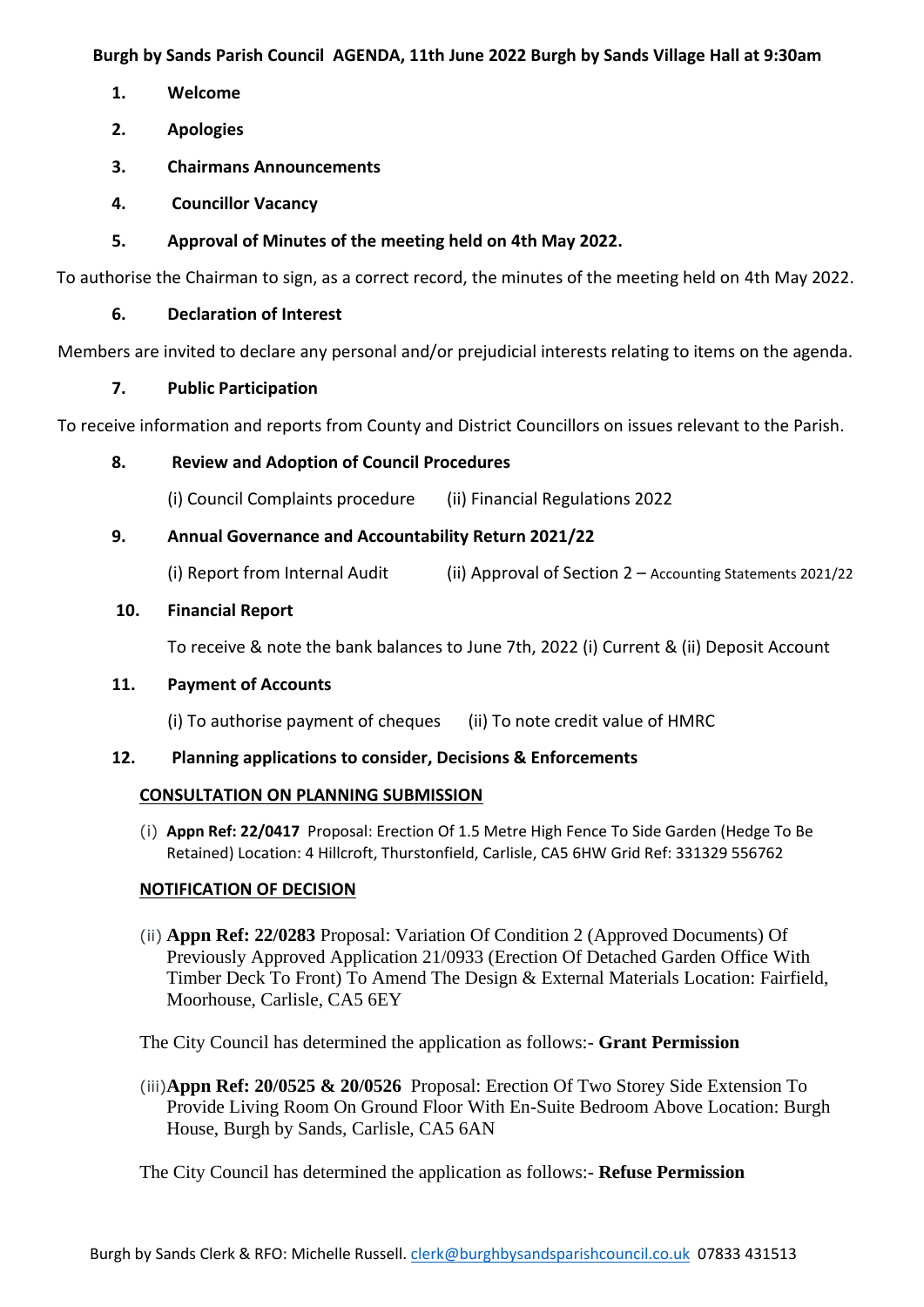**Burgh by Sands Parish Council AGENDA, 11th June 2022 Burgh by Sands Village Hall at 9:30am**

1. **Welcome**
2. **Apologies**
3. **Chairmans Announcements**
4. **Councillor Vacancy**
5. **Approval of Minutes of the meeting held on 4th May 2022.**

To authorise the Chairman to sign, as a correct record, the minutes of the meeting held on 4th May 2022.

6. **Declaration of Interest**

Members are invited to declare any personal and/or prejudicial interests relating to items on the agenda.

7. **Public Participation**

To receive information and reports from County and District Councillors on issues relevant to the Parish.

8. **Review and Adoption of Council Procedures**

   (i) Council Complaints procedure (ii) Financial Regulations 2022

9. **Annual Governance and Accountability Return 2021/22**

   (i) Report from Internal Audit (ii) Approval of Section 2 – Accounting Statements 2021/22

10. **Financial Report**

    To receive & note the bank balances to June 7th, 2022 (i) Current & (ii) Deposit Account

11. **Payment of Accounts**

    (i) To authorise payment of cheques (ii) To note credit value of HMRC

12. **Planning applications to consider, Decisions & Enforcements**

**CONSULTATION ON PLANNING SUBMISSION**

(i) **Appn Ref: 22/0417** Proposal: Erection Of 1.5 Metre High Fence To Side Garden (Hedge To Be Retained) Location: 4 Hillcroft, Thurstonfield, Carlisle, CA5 6HW Grid Ref: 331329 556762

**NOTIFICATION OF DECISION**

(ii) **Appn Ref: 22/0283** Proposal: Variation Of Condition 2 (Approved Documents) Of Previously Approved Application 21/0933 (Erection Of Detached Garden Office With Timber Deck To Front) To Amend The Design & External Materials Location: Fairfield, Moorhouse, Carlisle, CA5 6EY

The City Council has determined the application as follows:- **Grant Permission**

(iii) **Appn Ref: 20/0525 & 20/0526** Proposal: Erection Of Two Storey Side Extension To Provide Living Room On Ground Floor With En-Suite Bedroom Above Location: Burgh House, Burgh by Sands, Carlisle, CA5 6AN

The City Council has determined the application as follows:- **Refuse Permission**

Burgh by Sands Clerk & RFO: Michelle Russell. clerk@burghbysandsparishcouncil.co.uk 07833 431513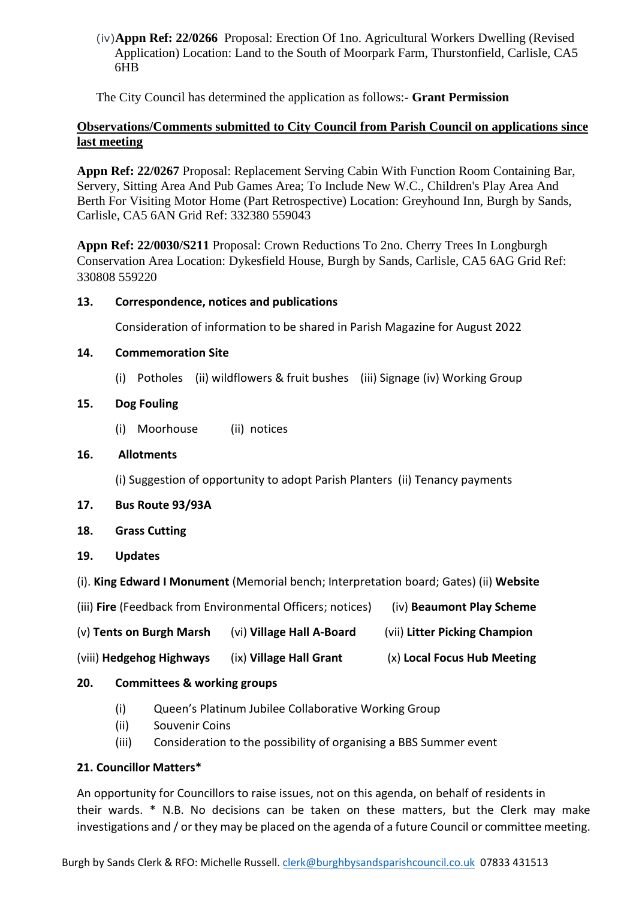(iv) **Appn Ref: 22/0266** Proposal: Erection Of 1no. Agricultural Workers Dwelling (Revised Application) Location: Land to the South of Moorpark Farm, Thurstonfield, Carlisle, CA5 6HB

The City Council has determined the application as follows:- **Grant Permission**

**Observations/Comments submitted to City Council from Parish Council on applications since last meeting**

**Appn Ref: 22/0267** Proposal: Replacement Serving Cabin With Function Room Containing Bar, Servery, Sitting Area And Pub Games Area; To Include New W.C., Children's Play Area And Berth For Visiting Motor Home (Part Retrospective) Location: Greyhound Inn, Burgh by Sands, Carlisle, CA5 6AN Grid Ref: 332380 559043

**Appn Ref: 22/0030/S211** Proposal: Crown Reductions To 2no. Cherry Trees In Longburgh Conservation Area Location: Dykesfield House, Burgh by Sands, Carlisle, CA5 6AG Grid Ref: 330808 559220

**13. Correspondence, notices and publications**

Consideration of information to be shared in Parish Magazine for August 2022

**14. Commemoration Site**

(i) Potholes (ii) wildflowers & fruit bushes (iii) Signage (iv) Working Group

**15. Dog Fouling**

(i) Moorhouse (ii) notices

**16. Allotments**

(i) Suggestion of opportunity to adopt Parish Planters (ii) Tenancy payments

**17. Bus Route 93/93A**

**18. Grass Cutting**

**19. Updates**

(i). **King Edward I Monument** (Memorial bench; Interpretation board; Gates) (ii) **Website**

(iii) **Fire** (Feedback from Environmental Officers; notices) (iv) **Beaumont Play Scheme**

(v) **Tents on Burgh Marsh** (vi) **Village Hall A-Board** (vii) **Litter Picking Champion**

(viii) **Hedgehog Highways** (ix) **Village Hall Grant** (x) **Local Focus Hub Meeting**

**20. Committees & working groups**

(i) Queen's Platinum Jubilee Collaborative Working Group
(ii) Souvenir Coins
(iii) Consideration to the possibility of organising a BBS Summer event

**21. Councillor Matters***

An opportunity for Councillors to raise issues, not on this agenda, on behalf of residents in their wards. * N.B. No decisions can be taken on these matters, but the Clerk may make investigations and / or they may be placed on the agenda of a future Council or committee meeting.

Burgh by Sands Clerk & RFO: Michelle Russell. clerk@burghbysandsparishcouncil.co.uk 07833 431513